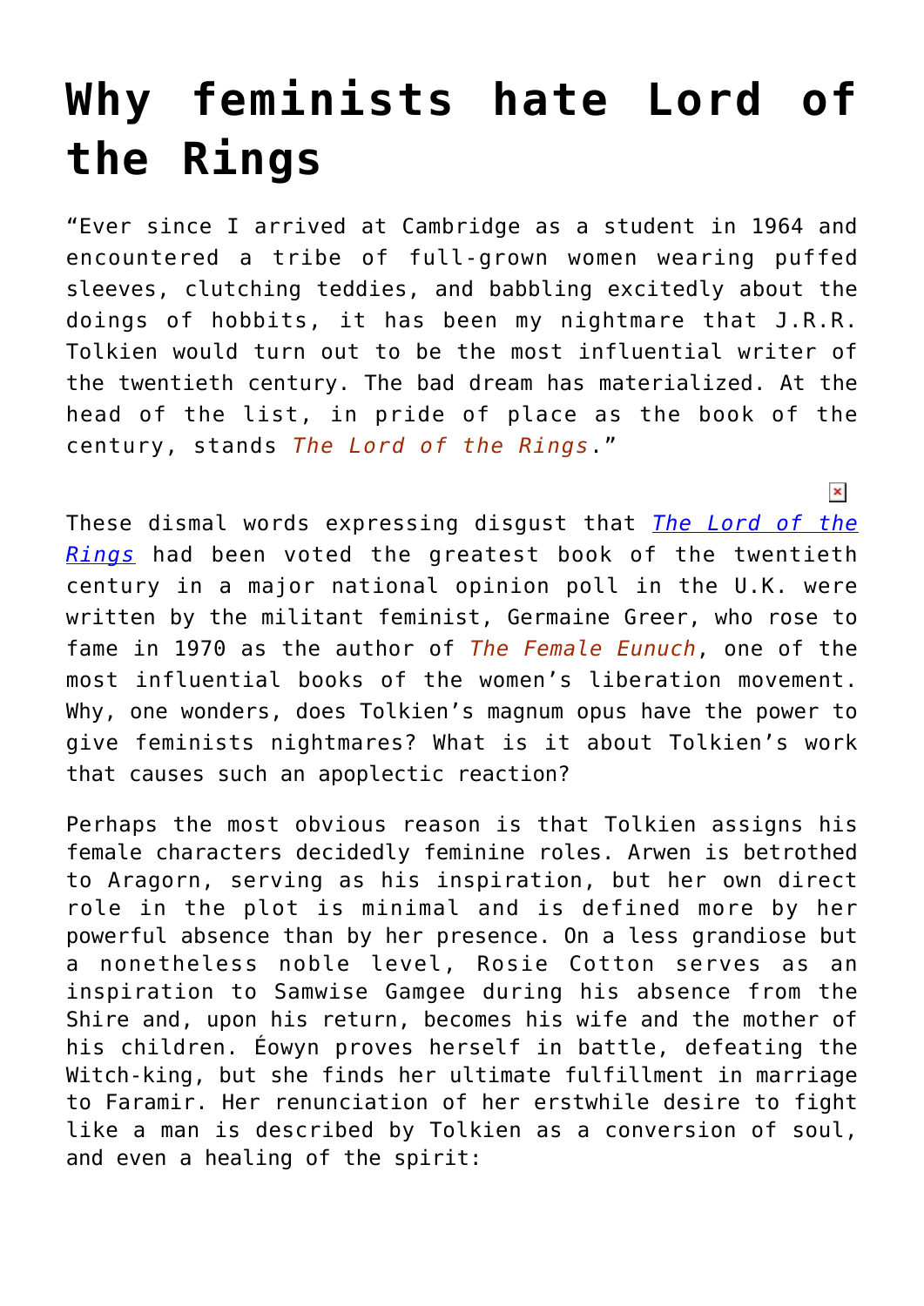# Why feminists hate Lord of the Rings

"Ever since I arrived at Cambridge as a student in 1964 and encountered a tribe of full-grown women wearing puffed sleeves, clutching teddies, and babbling excitedly about the doings of hobbits, it has been my nightmare that J.R.R. Tolkien would turn out to be the most influential writer of the twentieth century. The bad dream has materialized. At the head of the list, in pride of place as the book of the century, stands *The Lord of the Rings*."

These dismal words expressing disgust that *The Lord of the Rings* had been voted the greatest book of the twentieth century in a major national opinion poll in the U.K. were written by the militant feminist, Germaine Greer, who rose to fame in 1970 as the author of *The Female Eunuch*, one of the most influential books of the women's liberation movement. Why, one wonders, does Tolkien's magnum opus have the power to give feminists nightmares? What is it about Tolkien's work that causes such an apoplectic reaction?

Perhaps the most obvious reason is that Tolkien assigns his female characters decidedly feminine roles. Arwen is betrothed to Aragorn, serving as his inspiration, but her own direct role in the plot is minimal and is defined more by her powerful absence than by her presence. On a less grandiose but a nonetheless noble level, Rosie Cotton serves as an inspiration to Samwise Gamgee during his absence from the Shire and, upon his return, becomes his wife and the mother of his children. Éowyn proves herself in battle, defeating the Witch-king, but she finds her ultimate fulfillment in marriage to Faramir. Her renunciation of her erstwhile desire to fight like a man is described by Tolkien as a conversion of soul, and even a healing of the spirit: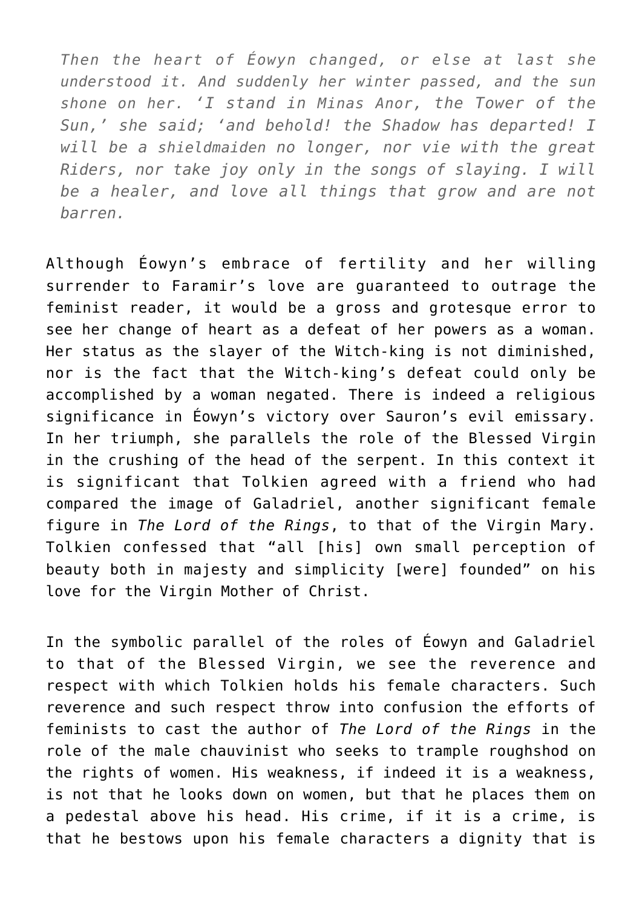> *Then the heart of Éowyn changed, or else at last she understood it. And suddenly her winter passed, and the sun shone on her. 'I stand in Minas Anor, the Tower of the Sun,' she said; 'and behold! the Shadow has departed! I will be a shieldmaiden no longer, nor vie with the great Riders, nor take joy only in the songs of slaying. I will be a healer, and love all things that grow and are not barren.*

Although Éowyn's embrace of fertility and her willing surrender to Faramir's love are guaranteed to outrage the feminist reader, it would be a gross and grotesque error to see her change of heart as a defeat of her powers as a woman. Her status as the slayer of the Witch-king is not diminished, nor is the fact that the Witch-king's defeat could only be accomplished by a woman negated. There is indeed a religious significance in Éowyn's victory over Sauron's evil emissary. In her triumph, she parallels the role of the Blessed Virgin in the crushing of the head of the serpent. In this context it is significant that Tolkien agreed with a friend who had compared the image of Galadriel, another significant female figure in *The Lord of the Rings*, to that of the Virgin Mary. Tolkien confessed that "all [his] own small perception of beauty both in majesty and simplicity [were] founded" on his love for the Virgin Mother of Christ.

In the symbolic parallel of the roles of Éowyn and Galadriel to that of the Blessed Virgin, we see the reverence and respect with which Tolkien holds his female characters. Such reverence and such respect throw into confusion the efforts of feminists to cast the author of *The Lord of the Rings* in the role of the male chauvinist who seeks to trample roughshod on the rights of women. His weakness, if indeed it is a weakness, is not that he looks down on women, but that he places them on a pedestal above his head. His crime, if it is a crime, is that he bestows upon his female characters a dignity that is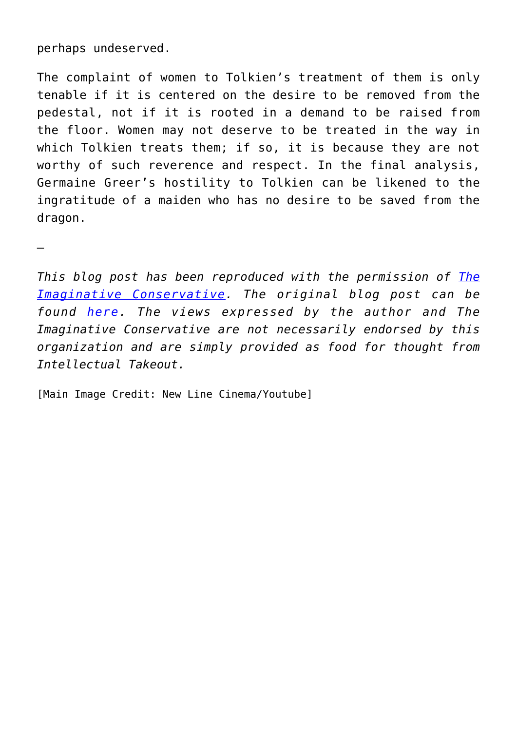perhaps undeserved.

The complaint of women to Tolkien's treatment of them is only tenable if it is centered on the desire to be removed from the pedestal, not if it is rooted in a demand to be raised from the floor. Women may not deserve to be treated in the way in which Tolkien treats them; if so, it is because they are not worthy of such reverence and respect. In the final analysis, Germaine Greer's hostility to Tolkien can be likened to the ingratitude of a maiden who has no desire to be saved from the dragon.

—

*This blog post has been reproduced with the permission of The Imaginative Conservative. The original blog post can be found here. The views expressed by the author and The Imaginative Conservative are not necessarily endorsed by this organization and are simply provided as food for thought from Intellectual Takeout.*

[Main Image Credit: New Line Cinema/Youtube]